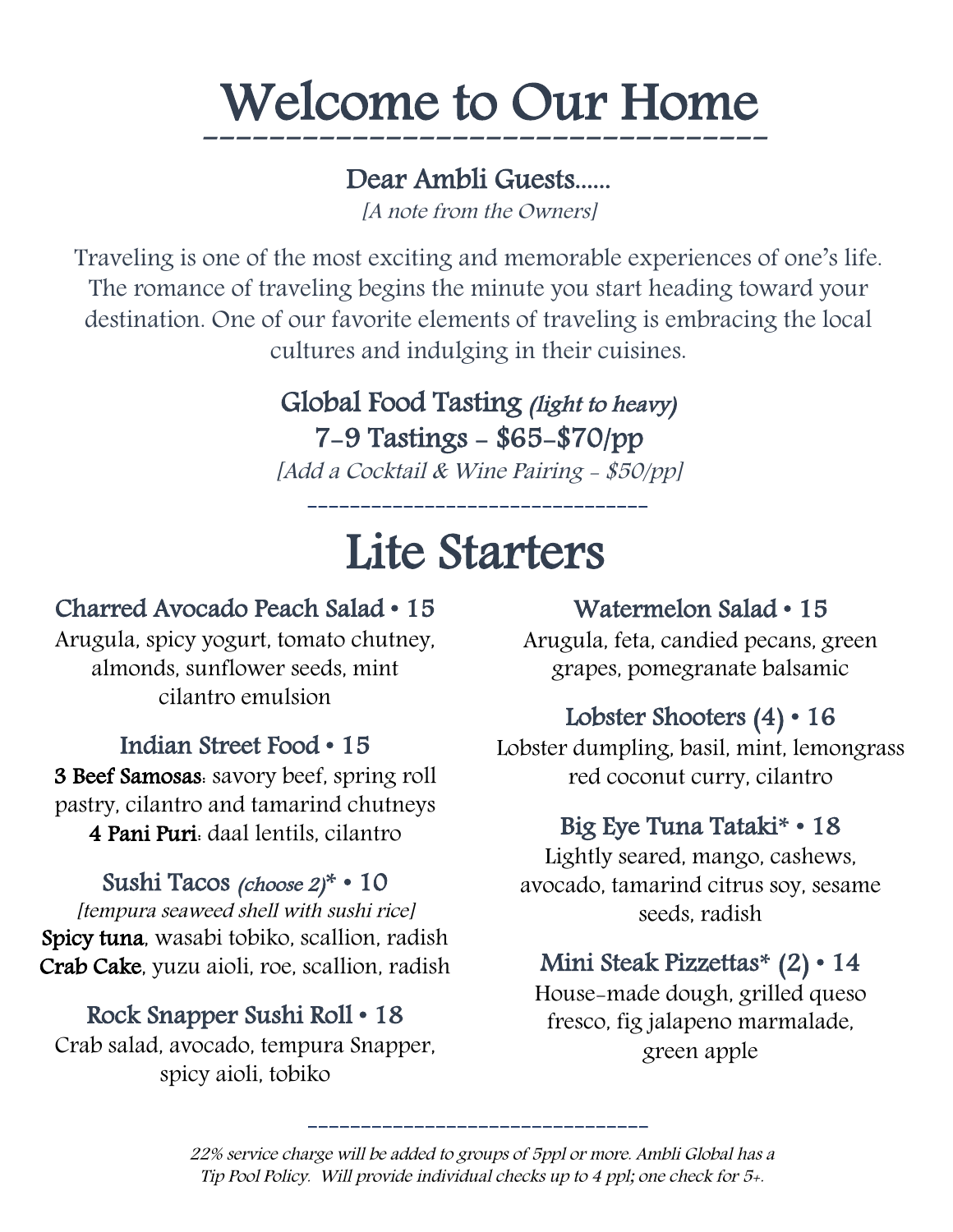# Welcome to Our Home

## Dear Ambli Guests......

*[A note from the Owners]*

Traveling is one of the most exciting and memorable experiences of one's life. The romance of traveling begins the minute you start heading toward your destination. One of our favorite elements of traveling is embracing the local cultures and indulging in their cuisines.

### Global Food Tasting *(light to heavy)*

### 7-9 Tastings - $65-$70/pp

*[Add a Cocktail & Wine Pairing - $50/pp]*

---

# Lite Starters

### Charred Avocado Peach Salad • 15
Arugula, spicy yogurt, tomato chutney, almonds, sunflower seeds, mint cilantro emulsion

### Indian Street Food • 15
**3 Beef Samosas**: savory beef, spring roll pastry, cilantro and tamarind chutneys
**4 Pani Puri**: daal lentils, cilantro

### Sushi Tacos *(choose 2)** • 10
*[tempura seaweed shell with sushi rice]*
**Spicy tuna**, wasabi tobiko, scallion, radish
**Crab Cake**, yuzu aioli, roe, scallion, radish

### Rock Snapper Sushi Roll • 18
Crab salad, avocado, tempura Snapper, spicy aioli, tobiko

### Watermelon Salad • 15
Arugula, feta, candied pecans, green grapes, pomegranate balsamic

### Lobster Shooters (4) • 16
Lobster dumpling, basil, mint, lemongrass red coconut curry, cilantro

### Big Eye Tuna Tataki* • 18
Lightly seared, mango, cashews, avocado, tamarind citrus soy, sesame seeds, radish

### Mini Steak Pizzettas* (2) • 14
House-made dough, grilled queso fresco, fig jalapeno marmalade, green apple

---

*22% service charge will be added to groups of 5ppl or more. Ambli Global has a Tip Pool Policy. Will provide individual checks up to 4 ppl; one check for 5+.*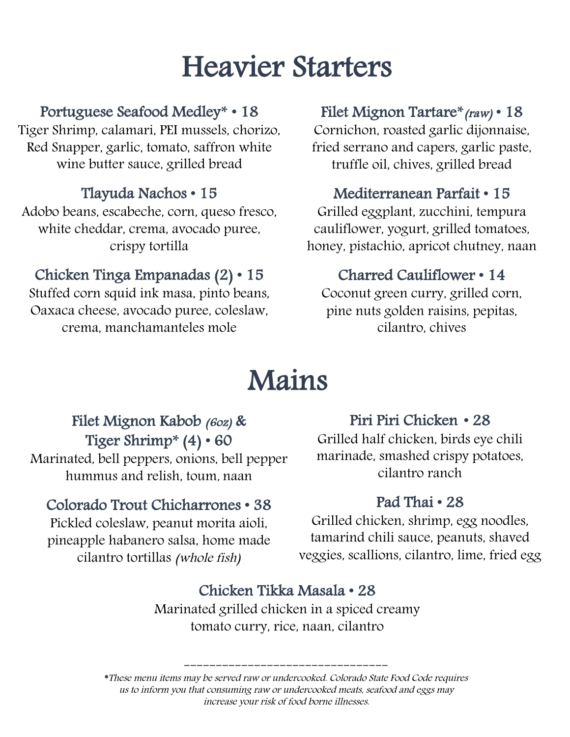# Heavier Starters

### Portuguese Seafood Medley* • 18

Tiger Shrimp, calamari, PEI mussels, chorizo, Red Snapper, garlic, tomato, saffron white wine butter sauce, grilled bread

### Tlayuda Nachos • 15

Adobo beans, escabeche, corn, queso fresco, white cheddar, crema, avocado puree, crispy tortilla

### Chicken Tinga Empanadas (2) • 15

Stuffed corn squid ink masa, pinto beans, Oaxaca cheese, avocado puree, coleslaw, crema, manchamanteles mole

### Filet Mignon Tartare* *(raw)* • 18

Cornichon, roasted garlic dijonnaise, fried serrano and capers, garlic paste, truffle oil, chives, grilled bread

### Mediterranean Parfait • 15

Grilled eggplant, zucchini, tempura cauliflower, yogurt, grilled tomatoes, honey, pistachio, apricot chutney, naan

### Charred Cauliflower • 14

Coconut green curry, grilled corn, pine nuts golden raisins, pepitas, cilantro, chives

# Mains

### Filet Mignon Kabob *(6oz)* & Tiger Shrimp* (4) • 60

Marinated, bell peppers, onions, bell pepper hummus and relish, toum, naan

### Colorado Trout Chicharrones • 38

Pickled coleslaw, peanut morita aioli, pineapple habanero salsa, home made cilantro tortillas *(whole fish)*

### Piri Piri Chicken • 28

Grilled half chicken, birds eye chili marinade, smashed crispy potatoes, cilantro ranch

### Pad Thai • 28

Grilled chicken, shrimp, egg noodles, tamarind chili sauce, peanuts, shaved veggies, scallions, cilantro, lime, fried egg

### Chicken Tikka Masala • 28

Marinated grilled chicken in a spiced creamy tomato curry, rice, naan, cilantro

---

*•These menu items may be served raw or undercooked. Colorado State Food Code requires us to inform you that consuming raw or undercooked meats, seafood and eggs may increase your risk of food borne illnesses.*